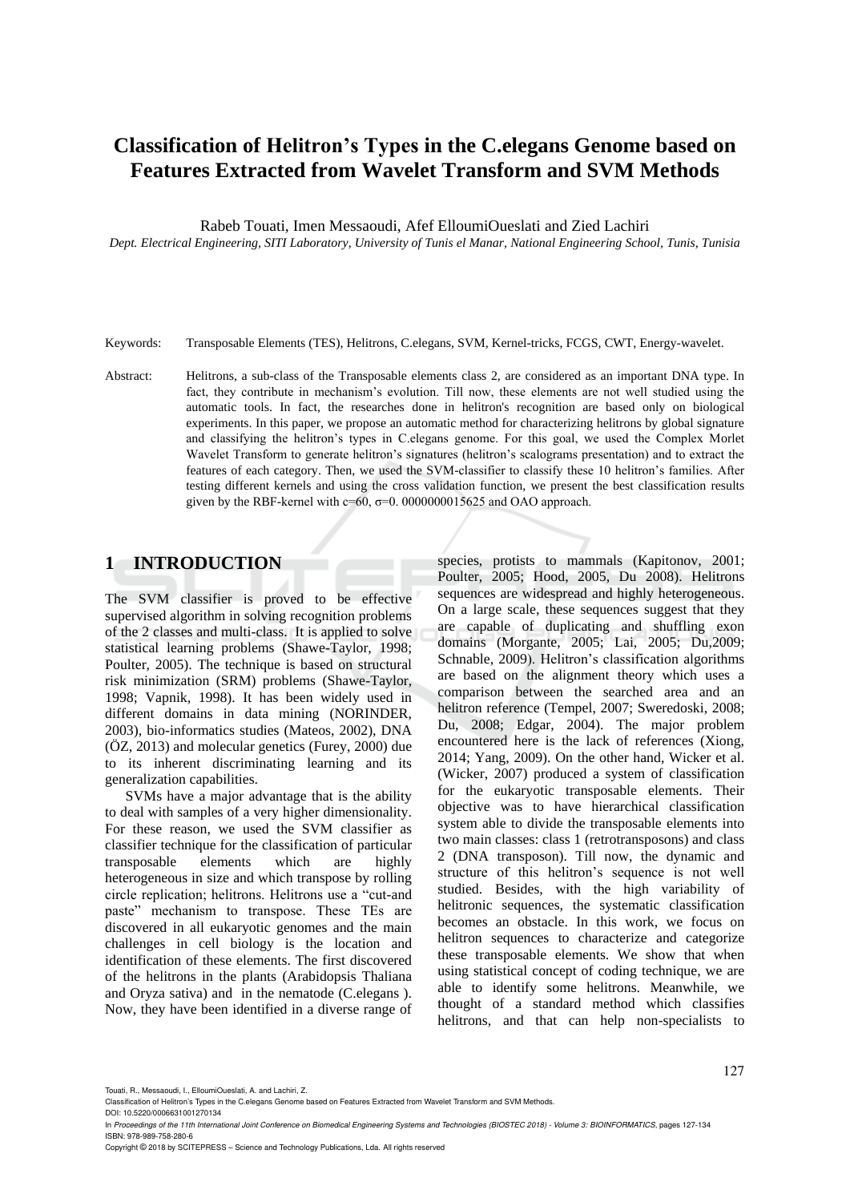# Classification of Helitron's Types in the C.elegans Genome based on Features Extracted from Wavelet Transform and SVM Methods

Rabeb Touati, Imen Messaoudi, Afef ElloumiOueslati and Zied Lachiri

*Dept. Electrical Engineering, SITI Laboratory, University of Tunis el Manar, National Engineering School, Tunis, Tunisia*

Keywords: Transposable Elements (TES), Helitrons, C.elegans, SVM, Kernel-tricks, FCGS, CWT, Energy-wavelet.

Abstract: Helitrons, a sub-class of the Transposable elements class 2, are considered as an important DNA type. In fact, they contribute in mechanism's evolution. Till now, these elements are not well studied using the automatic tools. In fact, the researches done in helitron's recognition are based only on biological experiments. In this paper, we propose an automatic method for characterizing helitrons by global signature and classifying the helitron's types in C.elegans genome. For this goal, we used the Complex Morlet Wavelet Transform to generate helitron's signatures (helitron's scalograms presentation) and to extract the features of each category. Then, we used the SVM-classifier to classify these 10 helitron's families. After testing different kernels and using the cross validation function, we present the best classification results given by the RBF-kernel with c=60, σ=0. 0000000015625 and OAO approach.

## 1 INTRODUCTION

The SVM classifier is proved to be effective supervised algorithm in solving recognition problems of the 2 classes and multi-class. It is applied to solve statistical learning problems (Shawe-Taylor, 1998; Poulter, 2005). The technique is based on structural risk minimization (SRM) problems (Shawe-Taylor, 1998; Vapnik, 1998). It has been widely used in different domains in data mining (NORINDER, 2003), bio-informatics studies (Mateos, 2002), DNA (ÖZ, 2013) and molecular genetics (Furey, 2000) due to its inherent discriminating learning and its generalization capabilities.

SVMs have a major advantage that is the ability to deal with samples of a very higher dimensionality. For these reason, we used the SVM classifier as classifier technique for the classification of particular transposable elements which are highly heterogeneous in size and which transpose by rolling circle replication; helitrons. Helitrons use a "cut-and paste" mechanism to transpose. These TEs are discovered in all eukaryotic genomes and the main challenges in cell biology is the location and identification of these elements. The first discovered of the helitrons in the plants (Arabidopsis Thaliana and Oryza sativa) and in the nematode (C.elegans ). Now, they have been identified in a diverse range of species, protists to mammals (Kapitonov, 2001; Poulter, 2005; Hood, 2005, Du 2008). Helitrons sequences are widespread and highly heterogeneous. On a large scale, these sequences suggest that they are capable of duplicating and shuffling exon domains (Morgante, 2005; Lai, 2005; Du,2009; Schnable, 2009). Helitron's classification algorithms are based on the alignment theory which uses a comparison between the searched area and an helitron reference (Tempel, 2007; Sweredoski, 2008; Du, 2008; Edgar, 2004). The major problem encountered here is the lack of references (Xiong, 2014; Yang, 2009). On the other hand, Wicker et al. (Wicker, 2007) produced a system of classification for the eukaryotic transposable elements. Their objective was to have hierarchical classification system able to divide the transposable elements into two main classes: class 1 (retrotransposons) and class 2 (DNA transposon). Till now, the dynamic and structure of this helitron's sequence is not well studied. Besides, with the high variability of helitronic sequences, the systematic classification becomes an obstacle. In this work, we focus on helitron sequences to characterize and categorize these transposable elements. We show that when using statistical concept of coding technique, we are able to identify some helitrons. Meanwhile, we thought of a standard method which classifies helitrons, and that can help non-specialists to

Touati, R., Messaoudi, I., ElloumiOueslati, A. and Lachiri, Z.
Classification of Helitron's Types in the C.elegans Genome based on Features Extracted from Wavelet Transform and SVM Methods.
DOI: 10.5220/0006631001270134
In *Proceedings of the 11th International Joint Conference on Biomedical Engineering Systems and Technologies (BIOSTEC 2018) - Volume 3: BIOINFORMATICS*, pages 127-134
ISBN: 978-989-758-280-6
Copyright © 2018 by SCITEPRESS – Science and Technology Publications, Lda. All rights reserved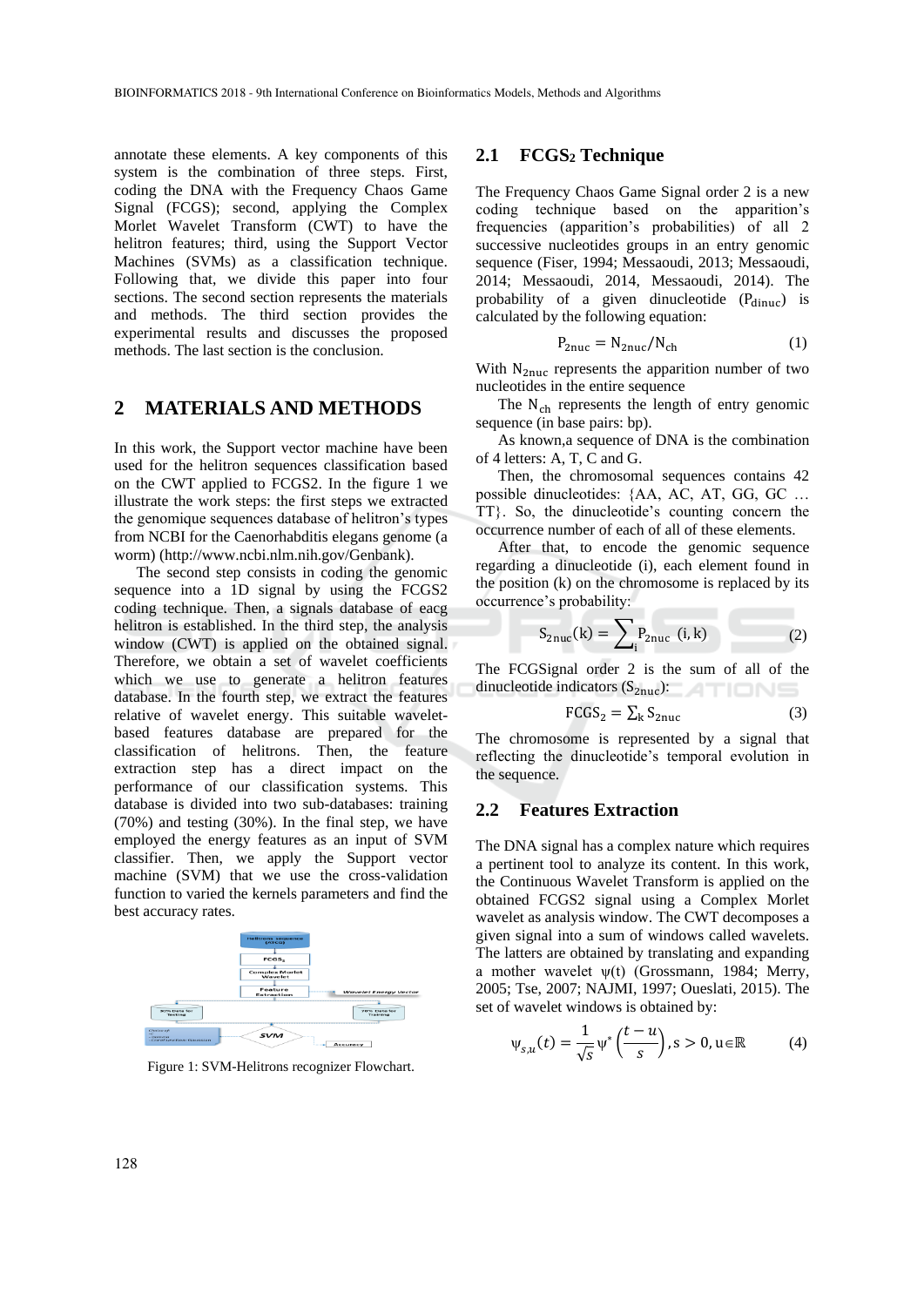annotate these elements. A key components of this system is the combination of three steps. First, coding the DNA with the Frequency Chaos Game Signal (FCGS); second, applying the Complex Morlet Wavelet Transform (CWT) to have the helitron features; third, using the Support Vector Machines (SVMs) as a classification technique. Following that, we divide this paper into four sections. The second section represents the materials and methods. The third section provides the experimental results and discusses the proposed methods. The last section is the conclusion.

## 2 MATERIALS AND METHODS

In this work, the Support vector machine have been used for the helitron sequences classification based on the CWT applied to FCGS2. In the figure 1 we illustrate the work steps: the first steps we extracted the genomique sequences database of helitron's types from NCBI for the Caenorhabditis elegans genome (a worm) (http://www.ncbi.nlm.nih.gov/Genbank).

The second step consists in coding the genomic sequence into a 1D signal by using the FCGS2 coding technique. Then, a signals database of eacg helitron is established. In the third step, the analysis window (CWT) is applied on the obtained signal. Therefore, we obtain a set of wavelet coefficients which we use to generate a helitron features database. In the fourth step, we extract the features relative of wavelet energy. This suitable wavelet-based features database are prepared for the classification of helitrons. Then, the feature extraction step has a direct impact on the performance of our classification systems. This database is divided into two sub-databases: training (70%) and testing (30%). In the final step, we have employed the energy features as an input of SVM classifier. Then, we apply the Support vector machine (SVM) that we use the cross-validation function to varied the kernels parameters and find the best accuracy rates.

Figure 1: SVM-Helitrons recognizer Flowchart.

### 2.1 FCGS2 Technique

The Frequency Chaos Game Signal order 2 is a new coding technique based on the apparition's frequencies (apparition's probabilities) of all 2 successive nucleotides groups in an entry genomic sequence (Fiser, 1994; Messaoudi, 2013; Messaoudi, 2014; Messaoudi, 2014, Messaoudi, 2014). The probability of a given dinucleotide ($P_{dinuc}$) is calculated by the following equation:

$$P_{2nuc} = N_{2nuc}/N_{ch} \tag{1}$$

With $N_{2nuc}$ represents the apparition number of two nucleotides in the entire sequence

The $N_{ch}$ represents the length of entry genomic sequence (in base pairs: bp).

As known,a sequence of DNA is the combination of 4 letters: A, T, C and G.

Then, the chromosomal sequences contains 42 possible dinucleotides: {AA, AC, AT, GG, GC … TT}. So, the dinucleotide's counting concern the occurrence number of each of all of these elements.

After that, to encode the genomic sequence regarding a dinucleotide (i), each element found in the position (k) on the chromosome is replaced by its occurrence's probability:

$$S_{2nuc}(k) = \sum_{i} P_{2nuc}\ (i, k) \tag{2}$$

The FCGSignal order 2 is the sum of all of the dinucleotide indicators ($S_{2nuc}$):

$$FCGS_2 = \sum_{k} S_{2nuc} \tag{3}$$

The chromosome is represented by a signal that reflecting the dinucleotide's temporal evolution in the sequence.

### 2.2 Features Extraction

The DNA signal has a complex nature which requires a pertinent tool to analyze its content. In this work, the Continuous Wavelet Transform is applied on the obtained FCGS2 signal using a Complex Morlet wavelet as analysis window. The CWT decomposes a given signal into a sum of windows called wavelets. The latters are obtained by translating and expanding a mother wavelet ψ(t) (Grossmann, 1984; Merry, 2005; Tse, 2007; NAJMI, 1997; Oueslati, 2015). The set of wavelet windows is obtained by:

$$\psi_{s,u}(t) = \frac{1}{\sqrt{s}}\psi^{*}\left(\frac{t-u}{s}\right), s > 0, u \in \mathbb{R} \tag{4}$$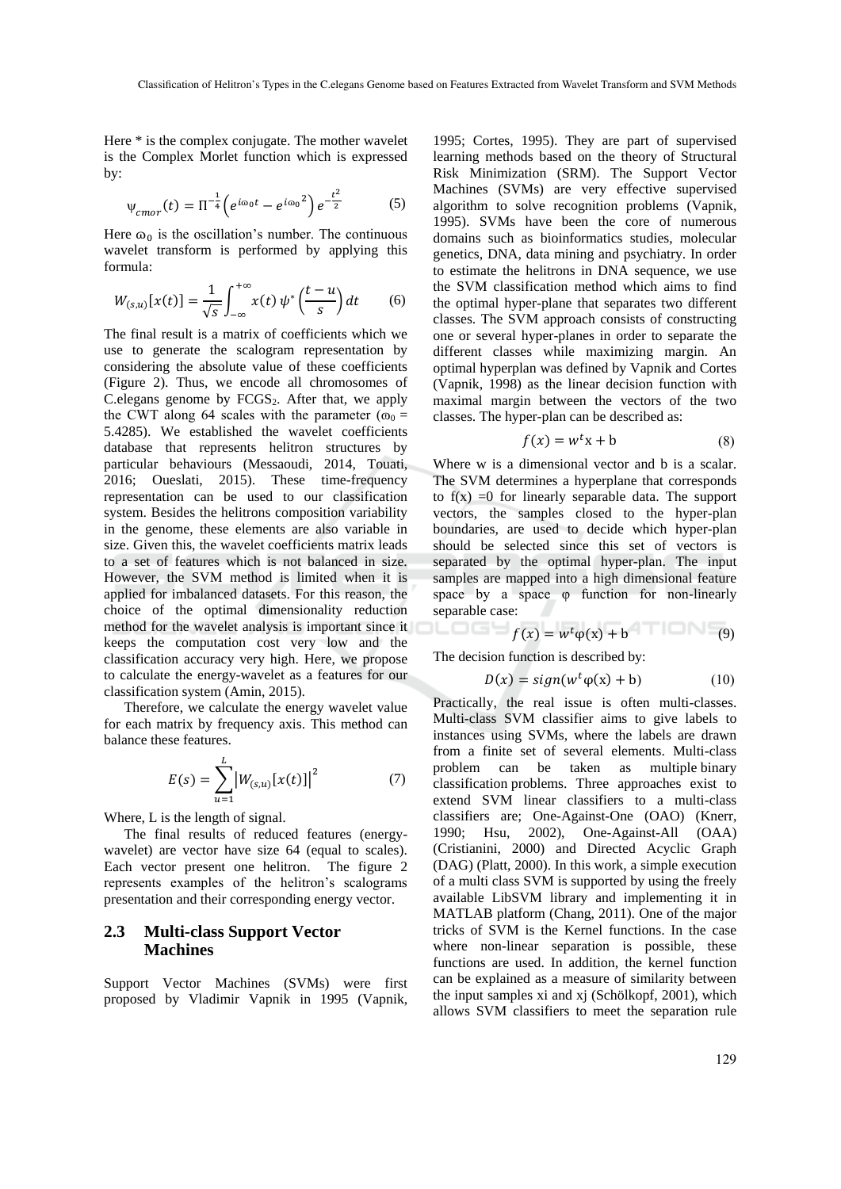Here * is the complex conjugate. The mother wavelet is the Complex Morlet function which is expressed by:

$$\Psi_{cmor}(t) = \Pi^{-\frac{1}{4}}\left(e^{i\omega_0 t} - e^{i\omega_0{}^2}\right)e^{-\frac{t^2}{2}} \qquad (5)$$

Here $\omega_0$ is the oscillation's number. The continuous wavelet transform is performed by applying this formula:

$$W_{(s,u)}[x(t)] = \frac{1}{\sqrt{s}}\int_{-\infty}^{+\infty} x(t)\,\psi^*\left(\frac{t-u}{s}\right)dt \qquad (6)$$

The final result is a matrix of coefficients which we use to generate the scalogram representation by considering the absolute value of these coefficients (Figure 2). Thus, we encode all chromosomes of C.elegans genome by $FCGS_2$. After that, we apply the CWT along 64 scales with the parameter ($\omega_0$ = 5.4285). We established the wavelet coefficients database that represents helitron structures by particular behaviours (Messaoudi, 2014, Touati, 2016; Oueslati, 2015). These time-frequency representation can be used to our classification system. Besides the helitrons composition variability in the genome, these elements are also variable in size. Given this, the wavelet coefficients matrix leads to a set of features which is not balanced in size. However, the SVM method is limited when it is applied for imbalanced datasets. For this reason, the choice of the optimal dimensionality reduction method for the wavelet analysis is important since it keeps the computation cost very low and the classification accuracy very high. Here, we propose to calculate the energy-wavelet as a features for our classification system (Amin, 2015).

Therefore, we calculate the energy wavelet value for each matrix by frequency axis. This method can balance these features.

$$E(s) = \sum_{u=1}^{L}\left|W_{(s,u)}[x(t)]\right|^2 \qquad (7)$$

Where, L is the length of signal.

The final results of reduced features (energy-wavelet) are vector have size 64 (equal to scales). Each vector present one helitron. The figure 2 represents examples of the helitron's scalograms presentation and their corresponding energy vector.

## 2.3 Multi-class Support Vector Machines

Support Vector Machines (SVMs) were first proposed by Vladimir Vapnik in 1995 (Vapnik, 1995; Cortes, 1995). They are part of supervised learning methods based on the theory of Structural Risk Minimization (SRM). The Support Vector Machines (SVMs) are very effective supervised algorithm to solve recognition problems (Vapnik, 1995). SVMs have been the core of numerous domains such as bioinformatics studies, molecular genetics, DNA, data mining and psychiatry. In order to estimate the helitrons in DNA sequence, we use the SVM classification method which aims to find the optimal hyper-plane that separates two different classes. The SVM approach consists of constructing one or several hyper-planes in order to separate the different classes while maximizing margin. An optimal hyperplan was defined by Vapnik and Cortes (Vapnik, 1998) as the linear decision function with maximal margin between the vectors of the two classes. The hyper-plan can be described as:

$$f(x) = w^t\mathrm{x} + \mathrm{b} \qquad (8)$$

Where w is a dimensional vector and b is a scalar. The SVM determines a hyperplane that corresponds to f(x) =0 for linearly separable data. The support vectors, the samples closed to the hyper-plan boundaries, are used to decide which hyper-plan should be selected since this set of vectors is separated by the optimal hyper-plan. The input samples are mapped into a high dimensional feature space by a space φ function for non-linearly separable case:

$$f(x) = w^t\varphi(\mathrm{x}) + \mathrm{b} \qquad (9)$$

The decision function is described by:

$$D(x) = sign(w^t\varphi(\mathrm{x}) + \mathrm{b}) \qquad (10)$$

Practically, the real issue is often multi-classes. Multi-class SVM classifier aims to give labels to instances using SVMs, where the labels are drawn from a finite set of several elements. Multi-class problem can be taken as multiple binary classification problems. Three approaches exist to extend SVM linear classifiers to a multi-class classifiers are; One-Against-One (OAO) (Knerr, 1990; Hsu, 2002), One-Against-All (OAA) (Cristianini, 2000) and Directed Acyclic Graph (DAG) (Platt, 2000). In this work, a simple execution of a multi class SVM is supported by using the freely available LibSVM library and implementing it in MATLAB platform (Chang, 2011). One of the major tricks of SVM is the Kernel functions. In the case where non-linear separation is possible, these functions are used. In addition, the kernel function can be explained as a measure of similarity between the input samples xi and xj (Schölkopf, 2001), which allows SVM classifiers to meet the separation rule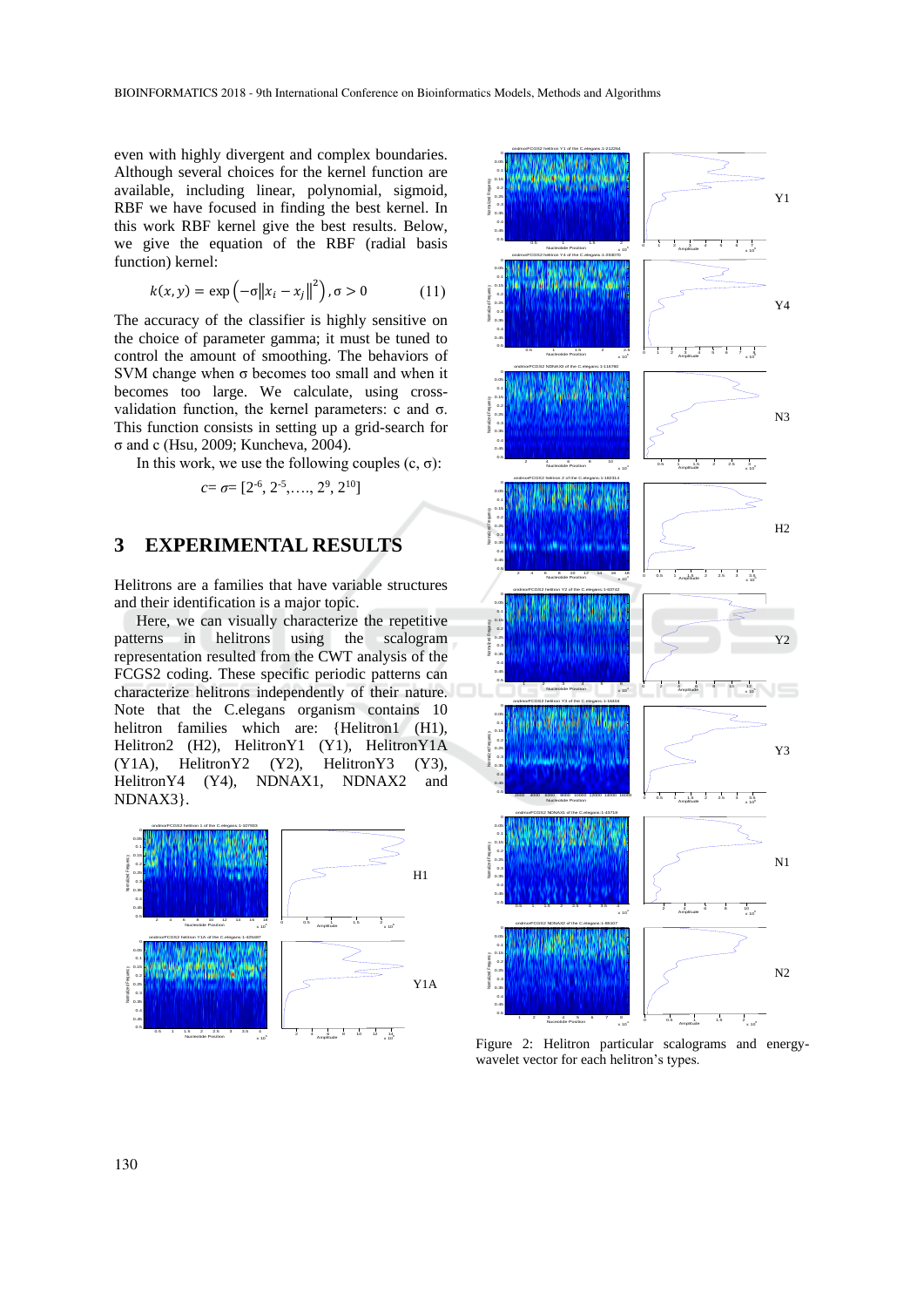even with highly divergent and complex boundaries. Although several choices for the kernel function are available, including linear, polynomial, sigmoid, RBF we have focused in finding the best kernel. In this work RBF kernel give the best results. Below, we give the equation of the RBF (radial basis function) kernel:

$$k(x, y) = \exp\left(-\sigma\left\|x_i - x_j\right\|^2\right), \sigma > 0 \quad (11)$$

The accuracy of the classifier is highly sensitive on the choice of parameter gamma; it must be tuned to control the amount of smoothing. The behaviors of SVM change when σ becomes too small and when it becomes too large. We calculate, using cross-validation function, the kernel parameters: c and σ. This function consists in setting up a grid-search for σ and c (Hsu, 2009; Kuncheva, 2004).

In this work, we use the following couples (c, σ):

$$c = \sigma = [2^{-6}, 2^{-5}, \ldots, 2^{9}, 2^{10}]$$

## 3 EXPERIMENTAL RESULTS

Helitrons are a families that have variable structures and their identification is a major topic.

Here, we can visually characterize the repetitive patterns in helitrons using the scalogram representation resulted from the CWT analysis of the FCGS2 coding. These specific periodic patterns can characterize helitrons independently of their nature. Note that the C.elegans organism contains 10 helitron families which are: {Helitron1 (H1), Helitron2 (H2), HelitronY1 (Y1), HelitronY1A (Y1A), HelitronY2 (Y2), HelitronY3 (Y3), HelitronY4 (Y4), NDNAX1, NDNAX2 and NDNAX3}.

Figure 2: Helitron particular scalograms and energy-wavelet vector for each helitron's types.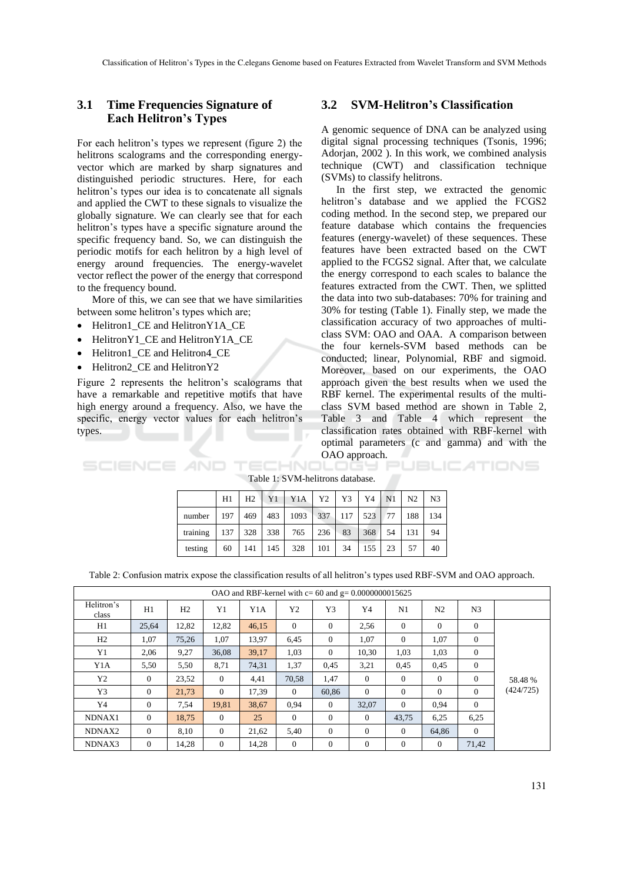### 3.1 Time Frequencies Signature of Each Helitron's Types

For each helitron's types we represent (figure 2) the helitrons scalograms and the corresponding energy-vector which are marked by sharp signatures and distinguished periodic structures. Here, for each helitron's types our idea is to concatenate all signals and applied the CWT to these signals to visualize the globally signature. We can clearly see that for each helitron's types have a specific signature around the specific frequency band. So, we can distinguish the periodic motifs for each helitron by a high level of energy around frequencies. The energy-wavelet vector reflect the power of the energy that correspond to the frequency bound.

More of this, we can see that we have similarities between some helitron's types which are;

- Helitron1_CE and HelitronY1A_CE
- HelitronY1_CE and HelitronY1A_CE
- Helitron1_CE and Helitron4_CE
- Helitron2_CE and HelitronY2

Figure 2 represents the helitron's scalograms that have a remarkable and repetitive motifs that have high energy around a frequency. Also, we have the specific, energy vector values for each helitron's types.

### 3.2 SVM-Helitron's Classification

A genomic sequence of DNA can be analyzed using digital signal processing techniques (Tsonis, 1996; Adorjan, 2002 ). In this work, we combined analysis technique (CWT) and classification technique (SVMs) to classify helitrons.

In the first step, we extracted the genomic helitron's database and we applied the FCGS2 coding method. In the second step, we prepared our feature database which contains the frequencies features (energy-wavelet) of these sequences. These features have been extracted based on the CWT applied to the FCGS2 signal. After that, we calculate the energy correspond to each scales to balance the features extracted from the CWT. Then, we splitted the data into two sub-databases: 70% for training and 30% for testing (Table 1). Finally step, we made the classification accuracy of two approaches of multi-class SVM: OAO and OAA. A comparison between the four kernels-SVM based methods can be conducted; linear, Polynomial, RBF and sigmoid. Moreover, based on our experiments, the OAO approach given the best results when we used the RBF kernel. The experimental results of the multi-class SVM based method are shown in Table 2, Table 3 and Table 4 which represent the classification rates obtained with RBF-kernel with optimal parameters (c and gamma) and with the OAO approach.

Table 1: SVM-helitrons database.

| | H1 | H2 | Y1 | Y1A | Y2 | Y3 | Y4 | N1 | N2 | N3 |
|---|---|---|---|---|---|---|---|---|---|---|
| number | 197 | 469 | 483 | 1093 | 337 | 117 | 523 | 77 | 188 | 134 |
| training | 137 | 328 | 338 | 765 | 236 | 83 | 368 | 54 | 131 | 94 |
| testing | 60 | 141 | 145 | 328 | 101 | 34 | 155 | 23 | 57 | 40 |

Table 2: Confusion matrix expose the classification results of all helitron's types used RBF-SVM and OAO approach.

| OAO and RBF-kernel with c= 60 and g= 0.0000000015625 | | | | | | | | | | | |
|---|---|---|---|---|---|---|---|---|---|---|---|
| Helitron's class | H1 | H2 | Y1 | Y1A | Y2 | Y3 | Y4 | N1 | N2 | N3 | |
| H1 | 25,64 | 12,82 | 12,82 | 46,15 | 0 | 0 | 2,56 | 0 | 0 | 0 | |
| H2 | 1,07 | 75,26 | 1,07 | 13,97 | 6,45 | 0 | 1,07 | 0 | 1,07 | 0 | |
| Y1 | 2,06 | 9,27 | 36,08 | 39,17 | 1,03 | 0 | 10,30 | 1,03 | 1,03 | 0 | |
| Y1A | 5,50 | 5,50 | 8,71 | 74,31 | 1,37 | 0,45 | 3,21 | 0,45 | 0,45 | 0 | |
| Y2 | 0 | 23,52 | 0 | 4,41 | 70,58 | 1,47 | 0 | 0 | 0 | 0 | 58.48 % (424/725) |
| Y3 | 0 | 21,73 | 0 | 17,39 | 0 | 60,86 | 0 | 0 | 0 | 0 | |
| Y4 | 0 | 7,54 | 19,81 | 38,67 | 0,94 | 0 | 32,07 | 0 | 0,94 | 0 | |
| NDNAX1 | 0 | 18,75 | 0 | 25 | 0 | 0 | 0 | 43,75 | 6,25 | 6,25 | |
| NDNAX2 | 0 | 8,10 | 0 | 21,62 | 5,40 | 0 | 0 | 0 | 64,86 | 0 | |
| NDNAX3 | 0 | 14,28 | 0 | 14,28 | 0 | 0 | 0 | 0 | 0 | 71,42 | |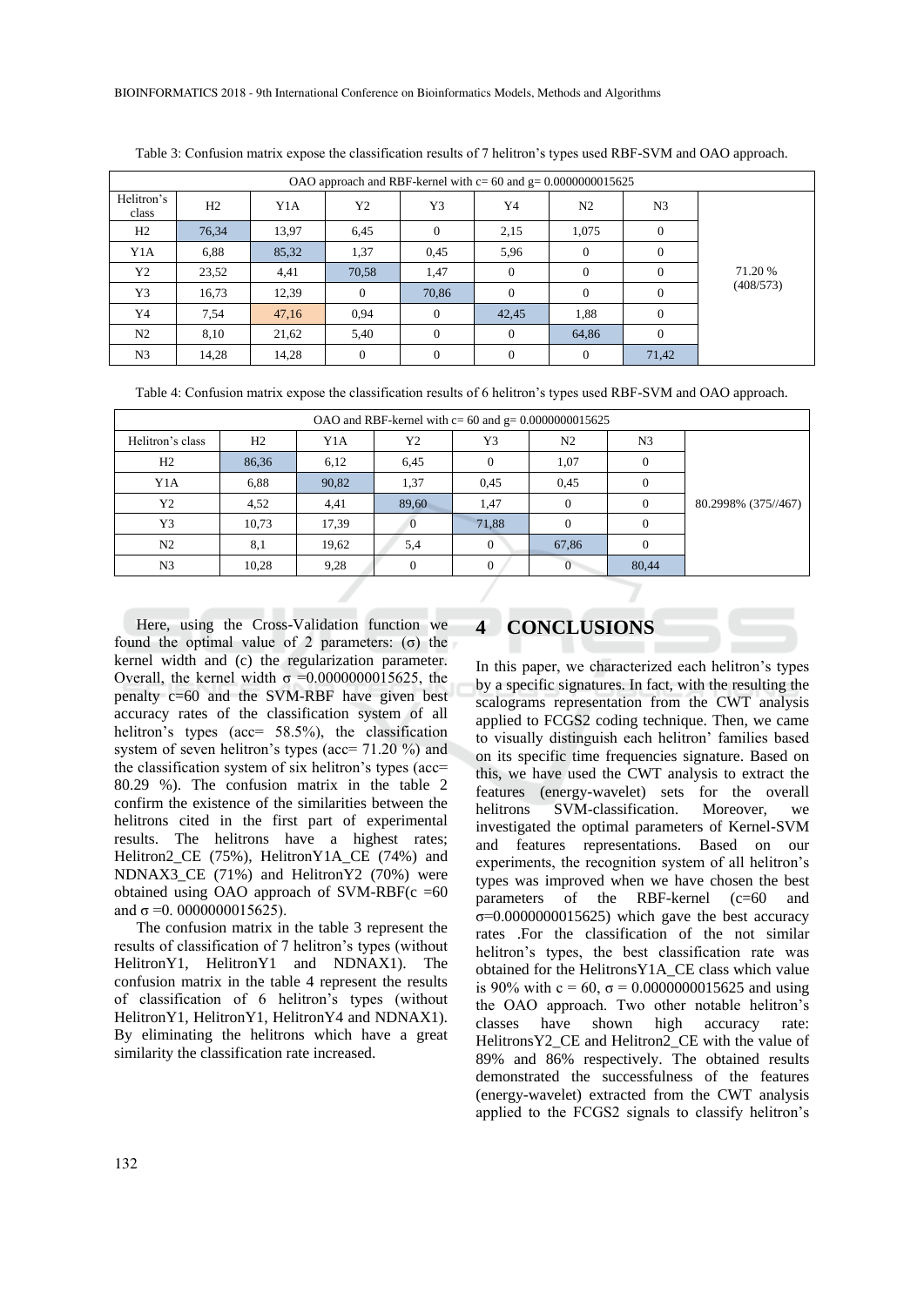Table 3: Confusion matrix expose the classification results of 7 helitron's types used RBF-SVM and OAO approach.

| OAO approach and RBF-kernel with c= 60 and g= 0.0000000015625 | | | | | | | | |
|---|---|---|---|---|---|---|---|---|
| Helitron's class | H2 | Y1A | Y2 | Y3 | Y4 | N2 | N3 | |
| H2 | 76,34 | 13,97 | 6,45 | 0 | 2,15 | 1,075 | 0 | 71.20 % (408/573) |
| Y1A | 6,88 | 85,32 | 1,37 | 0,45 | 5,96 | 0 | 0 | |
| Y2 | 23,52 | 4,41 | 70,58 | 1,47 | 0 | 0 | 0 | |
| Y3 | 16,73 | 12,39 | 0 | 70,86 | 0 | 0 | 0 | |
| Y4 | 7,54 | 47,16 | 0,94 | 0 | 42,45 | 1,88 | 0 | |
| N2 | 8,10 | 21,62 | 5,40 | 0 | 0 | 64,86 | 0 | |
| N3 | 14,28 | 14,28 | 0 | 0 | 0 | 0 | 71,42 | |

Table 4: Confusion matrix expose the classification results of 6 helitron's types used RBF-SVM and OAO approach.

| OAO and RBF-kernel with c= 60 and g= 0.0000000015625 | | | | | | | |
|---|---|---|---|---|---|---|---|
| Helitron's class | H2 | Y1A | Y2 | Y3 | N2 | N3 | |
| H2 | 86,36 | 6,12 | 6,45 | 0 | 1,07 | 0 | 80.2998% (375//467) |
| Y1A | 6,88 | 90,82 | 1,37 | 0,45 | 0,45 | 0 | |
| Y2 | 4,52 | 4,41 | 89,60 | 1,47 | 0 | 0 | |
| Y3 | 10,73 | 17,39 | 0 | 71,88 | 0 | 0 | |
| N2 | 8,1 | 19,62 | 5,4 | 0 | 67,86 | 0 | |
| N3 | 10,28 | 9,28 | 0 | 0 | 0 | 80,44 | |

Here, using the Cross-Validation function we found the optimal value of 2 parameters: (σ) the kernel width and (c) the regularization parameter. Overall, the kernel width σ =0.0000000015625, the penalty c=60 and the SVM-RBF have given best accuracy rates of the classification system of all helitron's types (acc= 58.5%), the classification system of seven helitron's types (acc= 71.20 %) and the classification system of six helitron's types (acc= 80.29 %). The confusion matrix in the table 2 confirm the existence of the similarities between the helitrons cited in the first part of experimental results. The helitrons have a highest rates; Helitron2_CE (75%), HelitronY1A_CE (74%) and NDNAX3_CE (71%) and HelitronY2 (70%) were obtained using OAO approach of SVM-RBF(c =60 and σ =0. 0000000015625).

The confusion matrix in the table 3 represent the results of classification of 7 helitron's types (without HelitronY1, HelitronY1 and NDNAX1). The confusion matrix in the table 4 represent the results of classification of 6 helitron's types (without HelitronY1, HelitronY1, HelitronY4 and NDNAX1). By eliminating the helitrons which have a great similarity the classification rate increased.

## 4 CONCLUSIONS

In this paper, we characterized each helitron's types by a specific signatures. In fact, with the resulting the scalograms representation from the CWT analysis applied to FCGS2 coding technique. Then, we came to visually distinguish each helitron' families based on its specific time frequencies signature. Based on this, we have used the CWT analysis to extract the features (energy-wavelet) sets for the overall helitrons SVM-classification. Moreover, we investigated the optimal parameters of Kernel-SVM and features representations. Based on our experiments, the recognition system of all helitron's types was improved when we have chosen the best parameters of the RBF-kernel (c=60 and σ=0.0000000015625) which gave the best accuracy rates .For the classification of the not similar helitron's types, the best classification rate was obtained for the HelitronsY1A_CE class which value is 90% with c = 60, σ = 0.0000000015625 and using the OAO approach. Two other notable helitron's classes have shown high accuracy rate: HelitronsY2_CE and Helitron2_CE with the value of 89% and 86% respectively. The obtained results demonstrated the successfulness of the features (energy-wavelet) extracted from the CWT analysis applied to the FCGS2 signals to classify helitron's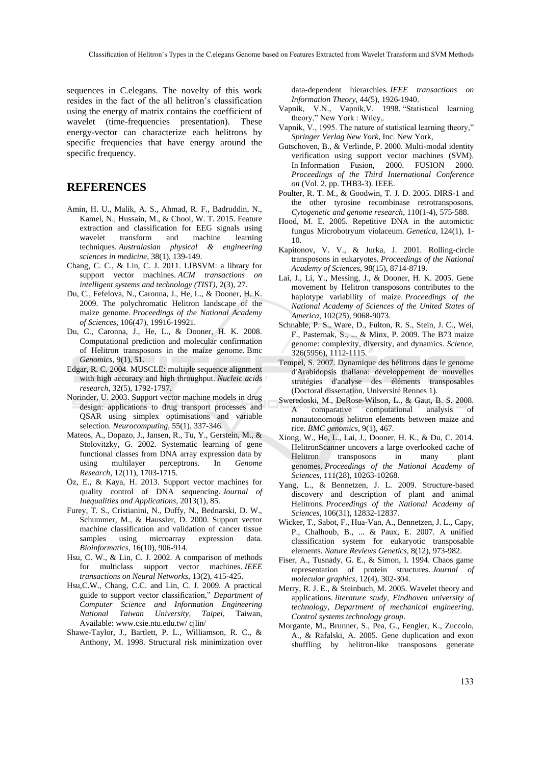sequences in C.elegans. The novelty of this work resides in the fact of the all helitron's classification using the energy of matrix contains the coefficient of wavelet (time-frequencies presentation). These energy-vector can characterize each helitrons by specific frequencies that have energy around the specific frequency.

## REFERENCES

Amin, H. U., Malik, A. S., Ahmad, R. F., Badruddin, N., Kamel, N., Hussain, M., & Chooi, W. T. 2015. Feature extraction and classification for EEG signals using wavelet transform and machine learning techniques. *Australasian physical & engineering sciences in medicine*, 38(1), 139-149.

Chang, C. C., & Lin, C. J. 2011. LIBSVM: a library for support vector machines. *ACM transactions on intelligent systems and technology (TIST)*, 2(3), 27.

Du, C., Fefelova, N., Caronna, J., He, L., & Dooner, H. K. 2009. The polychromatic Helitron landscape of the maize genome. *Proceedings of the National Academy of Sciences*, 106(47), 19916-19921.

Du, C., Caronna, J., He, L., & Dooner, H. K. 2008. Computational prediction and molecular confirmation of Helitron transposons in the maize genome. *Bmc Genomics*, 9(1), 51.

Edgar, R. C. 2004. MUSCLE: multiple sequence alignment with high accuracy and high throughput. *Nucleic acids research*, 32(5), 1792-1797.

Norinder, U. 2003. Support vector machine models in drug design: applications to drug transport processes and QSAR using simplex optimisations and variable selection. *Neurocomputing*, 55(1), 337-346.

Mateos, A., Dopazo, J., Jansen, R., Tu, Y., Gerstein, M., & Stolovitzky, G. 2002. Systematic learning of gene functional classes from DNA array expression data by using multilayer perceptrons. In *Genome Research*, 12(11), 1703-1715.

Öz, E., & Kaya, H. 2013. Support vector machines for quality control of DNA sequencing. *Journal of Inequalities and Applications*, 2013(1), 85.

Furey, T. S., Cristianini, N., Duffy, N., Bednarski, D. W., Schummer, M., & Haussler, D. 2000. Support vector machine classification and validation of cancer tissue samples using microarray expression data. *Bioinformatics*, 16(10), 906-914.

Hsu, C. W., & Lin, C. J. 2002. A comparison of methods for multiclass support vector machines. *IEEE transactions on Neural Networks*, 13(2), 415-425.

Hsu,C.W., Chang, C.C. and Lin, C. J. 2009. A practical guide to support vector classification," *Department of Computer Science and Information Engineering National Taiwan University, Taipei*, Taiwan, Available: www.csie.ntu.edu.tw/ cjlin/

Shawe-Taylor, J., Bartlett, P. L., Williamson, R. C., & Anthony, M. 1998. Structural risk minimization over data-dependent hierarchies. *IEEE transactions on Information Theory*, 44(5), 1926-1940.

Vapnik, V.N., Vapnik,V. 1998. "Statistical learning theory," New York : Wiley,.

Vapnik, V., 1995. The nature of statistical learning theory," *Springer Verlag New York*, Inc. New York,

Gutschoven, B., & Verlinde, P. 2000. Multi-modal identity verification using support vector machines (SVM). In Information Fusion, 2000. FUSION 2000. *Proceedings of the Third International Conference on* (Vol. 2, pp. THB3-3). IEEE.

Poulter, R. T. M., & Goodwin, T. J. D. 2005. DIRS-1 and the other tyrosine recombinase retrotransposons. *Cytogenetic and genome research*, 110(1-4), 575-588.

Hood, M. E. 2005. Repetitive DNA in the automictic fungus Microbotryum violaceum. *Genetica*, 124(1), 1-10.

Kapitonov, V. V., & Jurka, J. 2001. Rolling-circle transposons in eukaryotes. *Proceedings of the National Academy of Sciences*, 98(15), 8714-8719.

Lai, J., Li, Y., Messing, J., & Dooner, H. K. 2005. Gene movement by Helitron transposons contributes to the haplotype variability of maize. *Proceedings of the National Academy of Sciences of the United States of America*, 102(25), 9068-9073.

Schnable, P. S., Ware, D., Fulton, R. S., Stein, J. C., Wei, F., Pasternak, S., ... & Minx, P. 2009. The B73 maize genome: complexity, diversity, and dynamics. *Science*, 326(5956), 1112-1115.

Tempel, S. 2007. Dynamique des hélitrons dans le genome d'Arabidopsis thaliana: développement de nouvelles stratégies d'analyse des éléments transposables (Doctoral dissertation, Université Rennes 1).

Sweredoski, M., DeRose-Wilson, L., & Gaut, B. S. 2008. A comparative computational analysis of nonautonomous helitron elements between maize and rice. *BMC genomics*, 9(1), 467.

Xiong, W., He, L., Lai, J., Dooner, H. K., & Du, C. 2014. HelitronScanner uncovers a large overlooked cache of Helitron transposons in many plant genomes. *Proceedings of the National Academy of Sciences*, 111(28), 10263-10268.

Yang, L., & Bennetzen, J. L. 2009. Structure-based discovery and description of plant and animal Helitrons. *Proceedings of the National Academy of Sciences*, 106(31), 12832-12837.

Wicker, T., Sabot, F., Hua-Van, A., Bennetzen, J. L., Capy, P., Chalhoub, B., ... & Paux, E. 2007. A unified classification system for eukaryotic transposable elements. *Nature Reviews Genetics*, 8(12), 973-982.

Fiser, A., Tusnady, G. E., & Simon, I. 1994. Chaos game representation of protein structures. *Journal of molecular graphics*, 12(4), 302-304.

Merry, R. J. E., & Steinbuch, M. 2005. Wavelet theory and applications. *literature study, Eindhoven university of technology, Department of mechanical engineering, Control systems technology group*.

Morgante, M., Brunner, S., Pea, G., Fengler, K., Zuccolo, A., & Rafalski, A. 2005. Gene duplication and exon shuffling by helitron-like transposons generate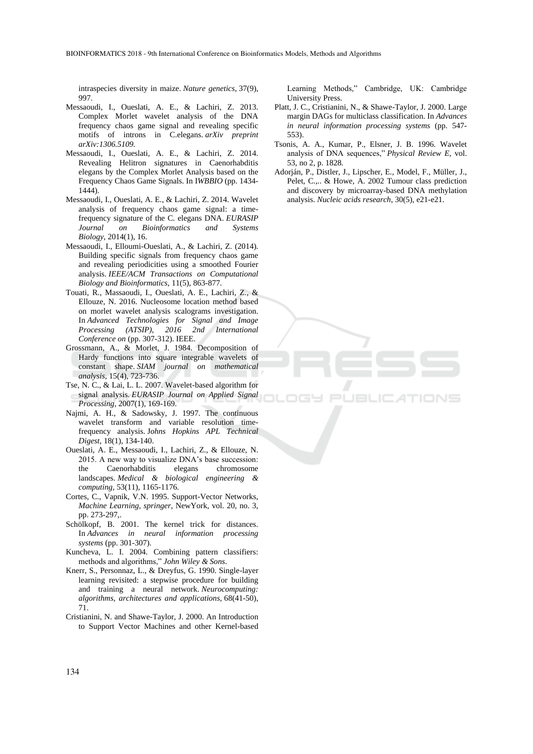intraspecies diversity in maize. *Nature genetics*, 37(9), 997.

Messaoudi, I., Oueslati, A. E., & Lachiri, Z. 2013. Complex Morlet wavelet analysis of the DNA frequency chaos game signal and revealing specific motifs of introns in C.elegans. *arXiv preprint arXiv:1306.5109.*

Messaoudi, I., Oueslati, A. E., & Lachiri, Z. 2014. Revealing Helitron signatures in Caenorhabditis elegans by the Complex Morlet Analysis based on the Frequency Chaos Game Signals. In I*WBBIO* (pp. 1434-1444).

Messaoudi, I., Oueslati, A. E., & Lachiri, Z. 2014. Wavelet analysis of frequency chaos game signal: a time-frequency signature of the C. elegans DNA. *EURASIP Journal on Bioinformatics and Systems Biology*, 2014(1), 16.

Messaoudi, I., Elloumi-Oueslati, A., & Lachiri, Z. (2014). Building specific signals from frequency chaos game and revealing periodicities using a smoothed Fourier analysis. *IEEE/ACM Transactions on Computational Biology and Bioinformatics*, 11(5), 863-877.

Touati, R., Massaoudi, I., Oueslati, A. E., Lachiri, Z., & Ellouze, N. 2016. Nucleosome location method based on morlet wavelet analysis scalograms investigation. In *Advanced Technologies for Signal and Image Processing (ATSIP), 2016 2nd International Conference on* (pp. 307-312). IEEE.

Grossmann, A., & Morlet, J. 1984. Decomposition of Hardy functions into square integrable wavelets of constant shape. *SIAM journal on mathematical analysis*, 15(4), 723-736.

Tse, N. C., & Lai, L. L. 2007. Wavelet-based algorithm for signal analysis. *EURASIP Journal on Applied Signal Processing*, 2007(1), 169-169.

Najmi, A. H., & Sadowsky, J. 1997. The continuous wavelet transform and variable resolution time-frequency analysis. J*ohns Hopkins APL Technical Digest*, 18(1), 134-140.

Oueslati, A. E., Messaoudi, I., Lachiri, Z., & Ellouze, N. 2015. A new way to visualize DNA's base succession: the Caenorhabditis elegans chromosome landscapes. *Medical & biological engineering & computing*, 53(11), 1165-1176.

Cortes, C., Vapnik, V.N. 1995. Support-Vector Networks, *Machine Learning, springer*, NewYork, vol. 20, no. 3, pp. 273-297,.

Schölkopf, B. 2001. The kernel trick for distances. In *Advances in neural information processing systems* (pp. 301-307).

Kuncheva, L. I. 2004. Combining pattern classifiers: methods and algorithms," *John Wiley & Sons*.

Knerr, S., Personnaz, L., & Dreyfus, G. 1990. Single-layer learning revisited: a stepwise procedure for building and training a neural network. *Neurocomputing: algorithms, architectures and applications,* 68(41-50), 71.

Cristianini, N. and Shawe-Taylor, J. 2000. An Introduction to Support Vector Machines and other Kernel-based Learning Methods," Cambridge, UK: Cambridge University Press.

Platt, J. C., Cristianini, N., & Shawe-Taylor, J. 2000. Large margin DAGs for multiclass classification. In *Advances in neural information processing systems* (pp. 547-553).

Tsonis, A. A., Kumar, P., Elsner, J. B. 1996. Wavelet analysis of DNA sequences," *Physical Review E*, vol. 53, no 2, p. 1828.

Adorján, P., Distler, J., Lipscher, E., Model, F., Müller, J., Pelet, C.,.. & Howe, A. 2002 Tumour class prediction and discovery by microarray-based DNA methylation analysis. *Nucleic acids research*, 30(5), e21-e21.